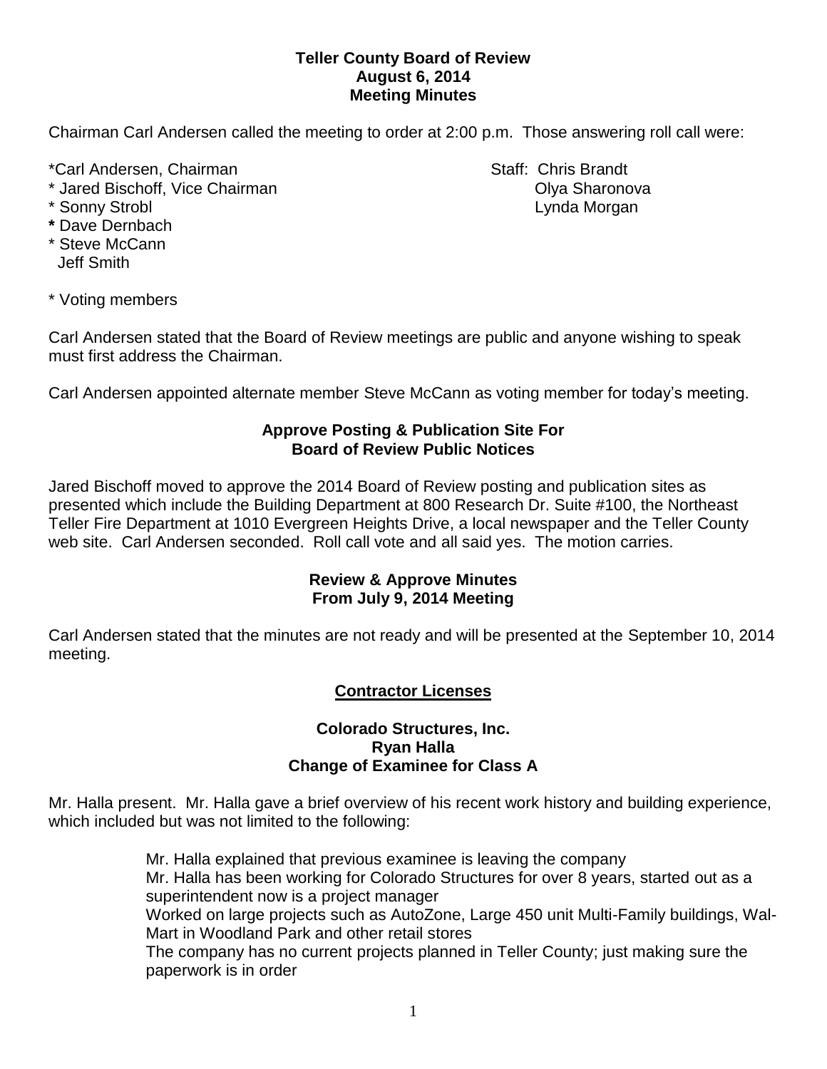**Teller County Board of Review**
**August 6, 2014**
**Meeting Minutes**

Chairman Carl Andersen called the meeting to order at 2:00 p.m. Those answering roll call were:

*Carl Andersen, Chairman
* Jared Bischoff, Vice Chairman
* Sonny Strobl
* Dave Dernbach
* Steve McCann
Jeff Smith

Staff: Chris Brandt
Olya Sharonova
Lynda Morgan

* Voting members

Carl Andersen stated that the Board of Review meetings are public and anyone wishing to speak must first address the Chairman.

Carl Andersen appointed alternate member Steve McCann as voting member for today's meeting.

**Approve Posting & Publication Site For**
**Board of Review Public Notices**

Jared Bischoff moved to approve the 2014 Board of Review posting and publication sites as presented which include the Building Department at 800 Research Dr. Suite #100, the Northeast Teller Fire Department at 1010 Evergreen Heights Drive, a local newspaper and the Teller County web site. Carl Andersen seconded. Roll call vote and all said yes. The motion carries.

**Review & Approve Minutes**
**From July 9, 2014 Meeting**

Carl Andersen stated that the minutes are not ready and will be presented at the September 10, 2014 meeting.

**<u>Contractor Licenses</u>**

**Colorado Structures, Inc.**
**Ryan Halla**
**Change of Examinee for Class A**

Mr. Halla present. Mr. Halla gave a brief overview of his recent work history and building experience, which included but was not limited to the following:

Mr. Halla explained that previous examinee is leaving the company
Mr. Halla has been working for Colorado Structures for over 8 years, started out as a superintendent now is a project manager
Worked on large projects such as AutoZone, Large 450 unit Multi-Family buildings, Wal-Mart in Woodland Park and other retail stores
The company has no current projects planned in Teller County; just making sure the paperwork is in order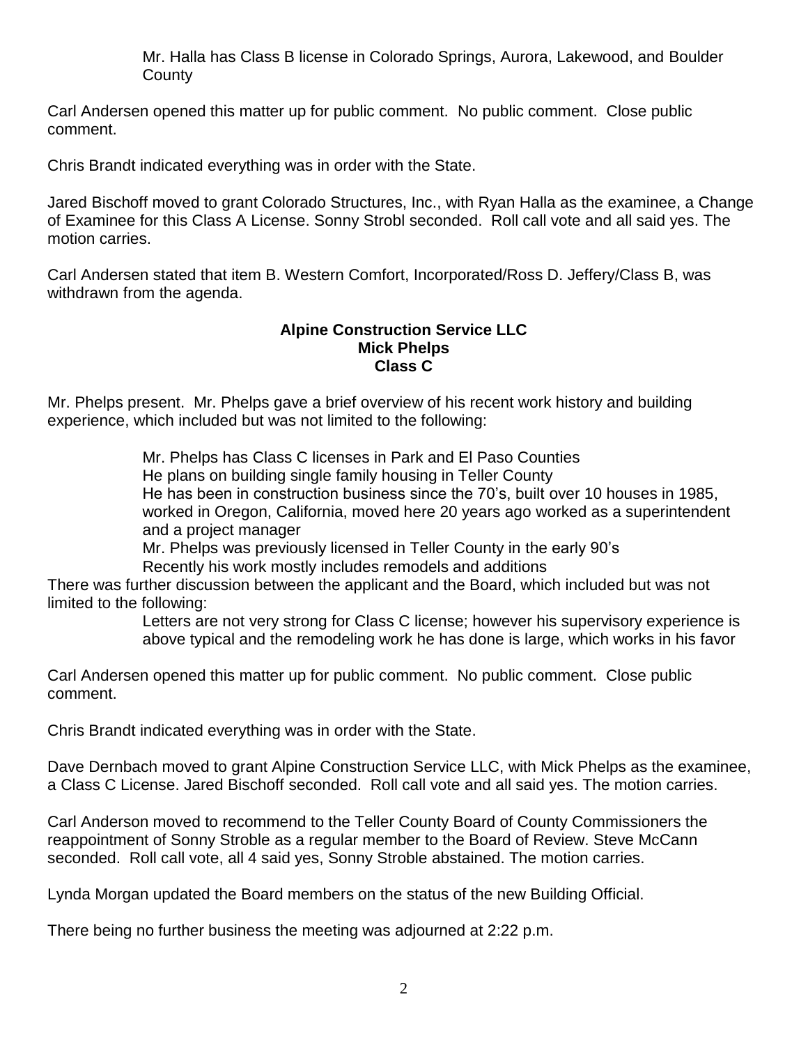Mr. Halla has Class B license in Colorado Springs, Aurora, Lakewood, and Boulder County

Carl Andersen opened this matter up for public comment. No public comment. Close public comment.

Chris Brandt indicated everything was in order with the State.

Jared Bischoff moved to grant Colorado Structures, Inc., with Ryan Halla as the examinee, a Change of Examinee for this Class A License. Sonny Strobl seconded. Roll call vote and all said yes. The motion carries.

Carl Andersen stated that item B. Western Comfort, Incorporated/Ross D. Jeffery/Class B, was withdrawn from the agenda.

**Alpine Construction Service LLC**
**Mick Phelps**
**Class C**

Mr. Phelps present. Mr. Phelps gave a brief overview of his recent work history and building experience, which included but was not limited to the following:

Mr. Phelps has Class C licenses in Park and El Paso Counties
He plans on building single family housing in Teller County
He has been in construction business since the 70's, built over 10 houses in 1985, worked in Oregon, California, moved here 20 years ago worked as a superintendent and a project manager
Mr. Phelps was previously licensed in Teller County in the early 90's
Recently his work mostly includes remodels and additions

There was further discussion between the applicant and the Board, which included but was not limited to the following:

Letters are not very strong for Class C license; however his supervisory experience is above typical and the remodeling work he has done is large, which works in his favor

Carl Andersen opened this matter up for public comment. No public comment. Close public comment.

Chris Brandt indicated everything was in order with the State.

Dave Dernbach moved to grant Alpine Construction Service LLC, with Mick Phelps as the examinee, a Class C License. Jared Bischoff seconded. Roll call vote and all said yes. The motion carries.

Carl Anderson moved to recommend to the Teller County Board of County Commissioners the reappointment of Sonny Stroble as a regular member to the Board of Review. Steve McCann seconded. Roll call vote, all 4 said yes, Sonny Stroble abstained. The motion carries.

Lynda Morgan updated the Board members on the status of the new Building Official.

There being no further business the meeting was adjourned at 2:22 p.m.